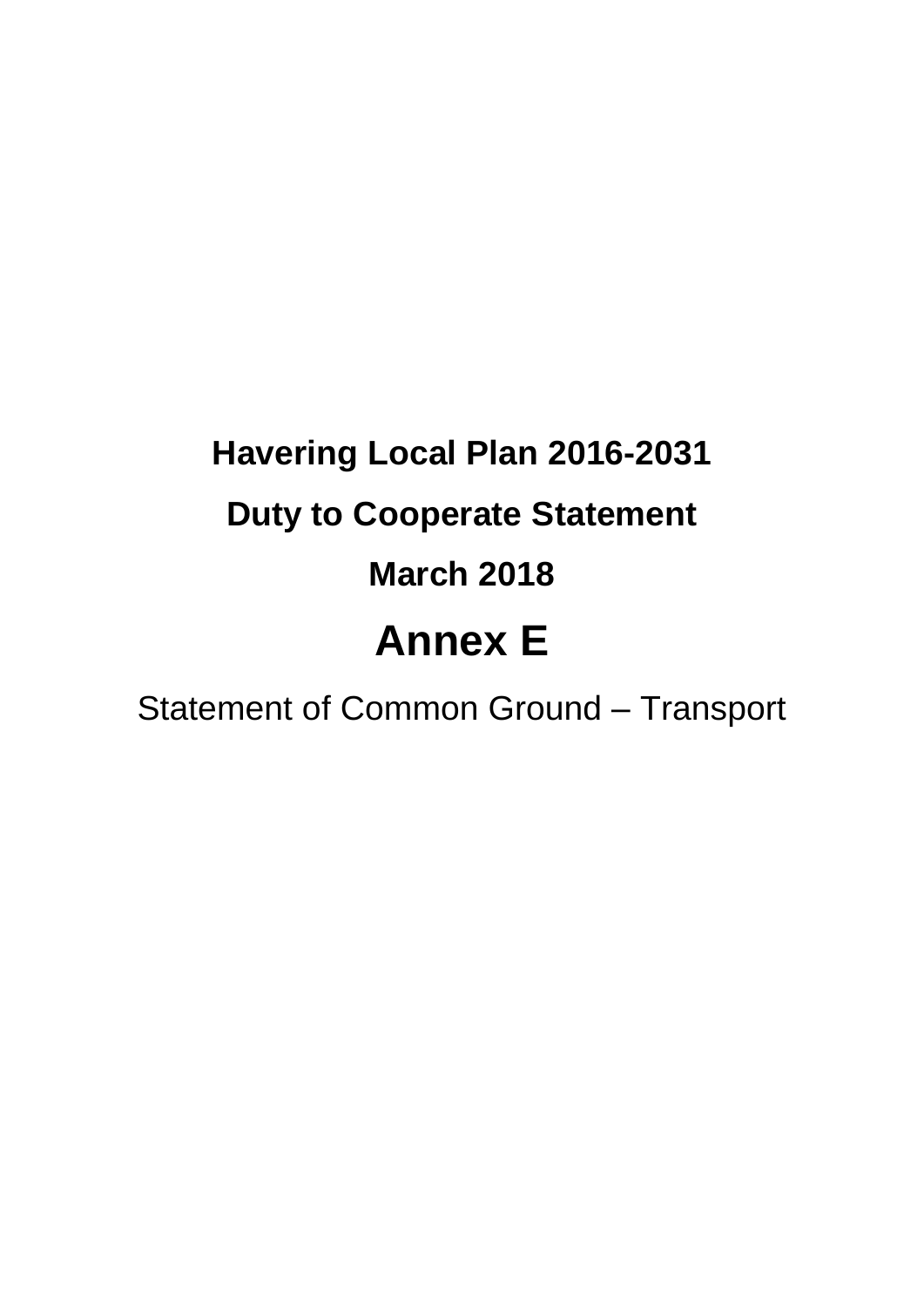**Havering Local Plan 2016-2031**

**Duty to Cooperate Statement**

**March 2018**

# Annex E

Statement of Common Ground – Transport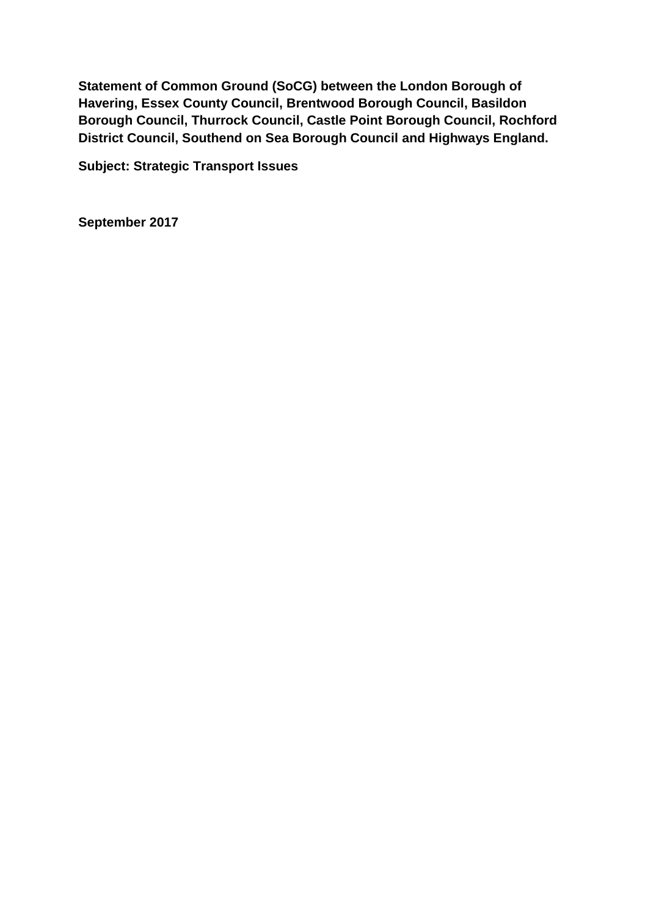**Statement of Common Ground (SoCG) between the London Borough of Havering, Essex County Council, Brentwood Borough Council, Basildon Borough Council, Thurrock Council, Castle Point Borough Council, Rochford District Council, Southend on Sea Borough Council and Highways England.**

**Subject: Strategic Transport Issues**

**September 2017**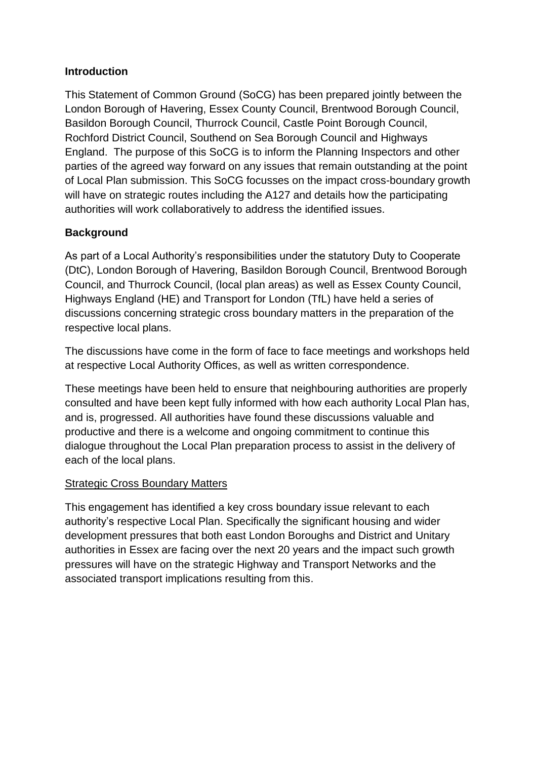**Introduction**

This Statement of Common Ground (SoCG) has been prepared jointly between the London Borough of Havering, Essex County Council, Brentwood Borough Council, Basildon Borough Council, Thurrock Council, Castle Point Borough Council, Rochford District Council, Southend on Sea Borough Council and Highways England. The purpose of this SoCG is to inform the Planning Inspectors and other parties of the agreed way forward on any issues that remain outstanding at the point of Local Plan submission. This SoCG focusses on the impact cross-boundary growth will have on strategic routes including the A127 and details how the participating authorities will work collaboratively to address the identified issues.

**Background**

As part of a Local Authority's responsibilities under the statutory Duty to Cooperate (DtC), London Borough of Havering, Basildon Borough Council, Brentwood Borough Council, and Thurrock Council, (local plan areas) as well as Essex County Council, Highways England (HE) and Transport for London (TfL) have held a series of discussions concerning strategic cross boundary matters in the preparation of the respective local plans.

The discussions have come in the form of face to face meetings and workshops held at respective Local Authority Offices, as well as written correspondence.

These meetings have been held to ensure that neighbouring authorities are properly consulted and have been kept fully informed with how each authority Local Plan has, and is, progressed. All authorities have found these discussions valuable and productive and there is a welcome and ongoing commitment to continue this dialogue throughout the Local Plan preparation process to assist in the delivery of each of the local plans.

<u>Strategic Cross Boundary Matters</u>

This engagement has identified a key cross boundary issue relevant to each authority's respective Local Plan. Specifically the significant housing and wider development pressures that both east London Boroughs and District and Unitary authorities in Essex are facing over the next 20 years and the impact such growth pressures will have on the strategic Highway and Transport Networks and the associated transport implications resulting from this.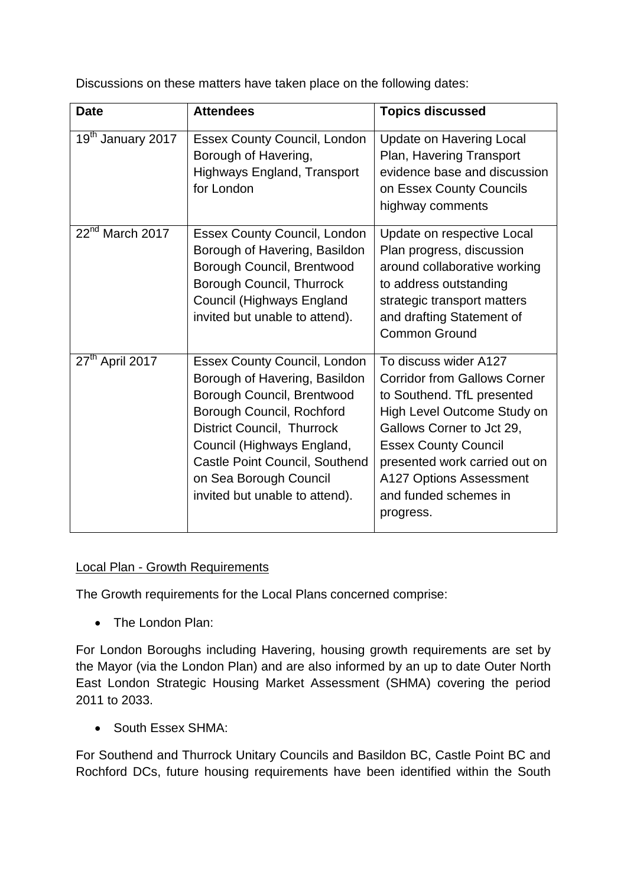Discussions on these matters have taken place on the following dates:

| Date | Attendees | Topics discussed |
|---|---|---|
| 19th January 2017 | Essex County Council, London Borough of Havering, Highways England, Transport for London | Update on Havering Local Plan, Havering Transport evidence base and discussion on Essex County Councils highway comments |
| 22nd March 2017 | Essex County Council, London Borough of Havering, Basildon Borough Council, Brentwood Borough Council, Thurrock Council (Highways England invited but unable to attend). | Update on respective Local Plan progress, discussion around collaborative working to address outstanding strategic transport matters and drafting Statement of Common Ground |
| 27th April 2017 | Essex County Council, London Borough of Havering, Basildon Borough Council, Brentwood Borough Council, Rochford District Council, Thurrock Council (Highways England, Castle Point Council, Southend on Sea Borough Council invited but unable to attend). | To discuss wider A127 Corridor from Gallows Corner to Southend. TfL presented High Level Outcome Study on Gallows Corner to Jct 29, Essex County Council presented work carried out on A127 Options Assessment and funded schemes in progress. |

<u>Local Plan - Growth Requirements</u>

The Growth requirements for the Local Plans concerned comprise:

- The London Plan:

For London Boroughs including Havering, housing growth requirements are set by the Mayor (via the London Plan) and are also informed by an up to date Outer North East London Strategic Housing Market Assessment (SHMA) covering the period 2011 to 2033.

- South Essex SHMA:

For Southend and Thurrock Unitary Councils and Basildon BC, Castle Point BC and Rochford DCs, future housing requirements have been identified within the South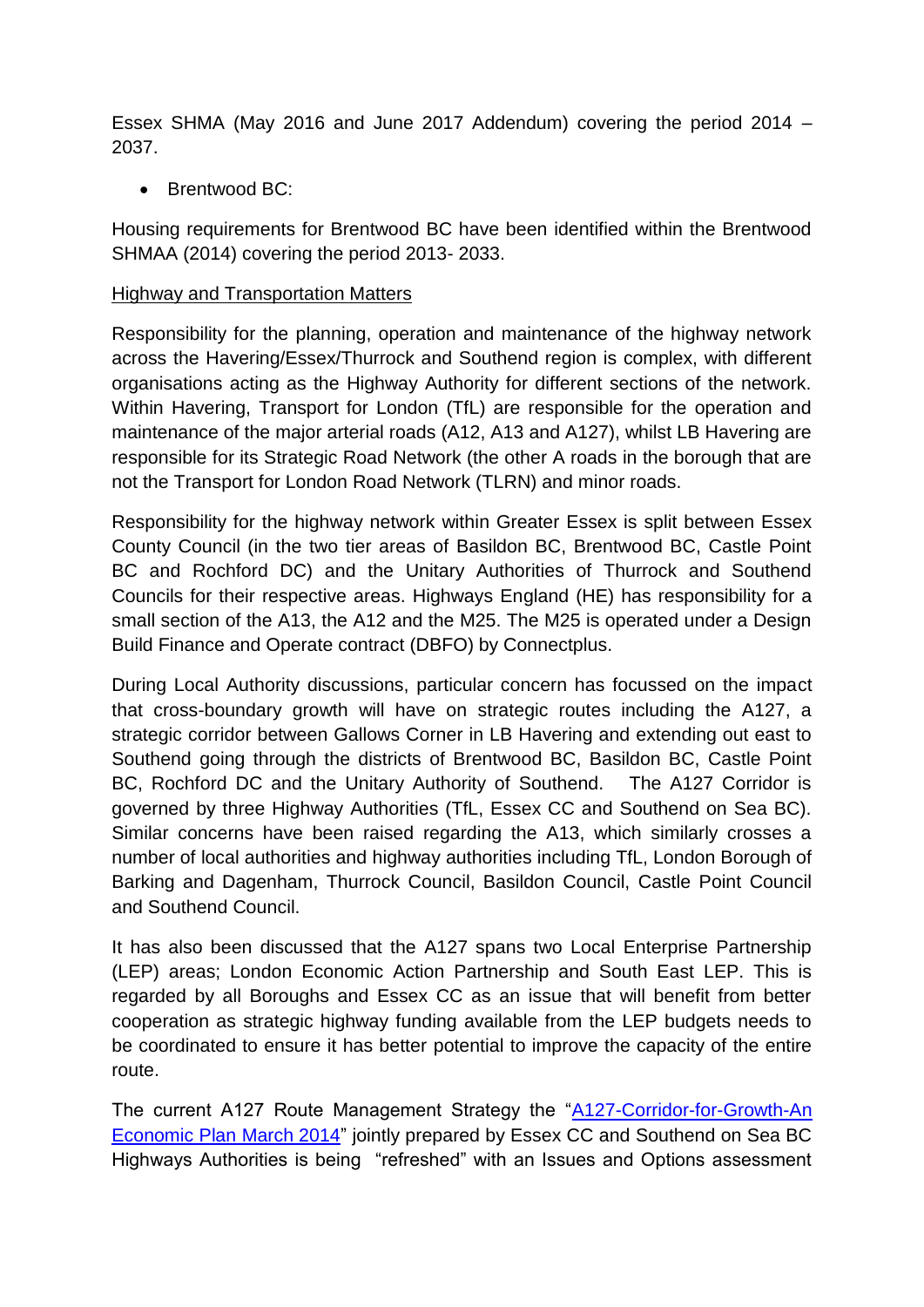Essex SHMA (May 2016 and June 2017 Addendum) covering the period 2014 – 2037.

- Brentwood BC:

Housing requirements for Brentwood BC have been identified within the Brentwood SHMAA (2014) covering the period 2013- 2033.

Highway and Transportation Matters

Responsibility for the planning, operation and maintenance of the highway network across the Havering/Essex/Thurrock and Southend region is complex, with different organisations acting as the Highway Authority for different sections of the network. Within Havering, Transport for London (TfL) are responsible for the operation and maintenance of the major arterial roads (A12, A13 and A127), whilst LB Havering are responsible for its Strategic Road Network (the other A roads in the borough that are not the Transport for London Road Network (TLRN) and minor roads.

Responsibility for the highway network within Greater Essex is split between Essex County Council (in the two tier areas of Basildon BC, Brentwood BC, Castle Point BC and Rochford DC) and the Unitary Authorities of Thurrock and Southend Councils for their respective areas. Highways England (HE) has responsibility for a small section of the A13, the A12 and the M25. The M25 is operated under a Design Build Finance and Operate contract (DBFO) by Connectplus.

During Local Authority discussions, particular concern has focussed on the impact that cross-boundary growth will have on strategic routes including the A127, a strategic corridor between Gallows Corner in LB Havering and extending out east to Southend going through the districts of Brentwood BC, Basildon BC, Castle Point BC, Rochford DC and the Unitary Authority of Southend. The A127 Corridor is governed by three Highway Authorities (TfL, Essex CC and Southend on Sea BC). Similar concerns have been raised regarding the A13, which similarly crosses a number of local authorities and highway authorities including TfL, London Borough of Barking and Dagenham, Thurrock Council, Basildon Council, Castle Point Council and Southend Council.

It has also been discussed that the A127 spans two Local Enterprise Partnership (LEP) areas; London Economic Action Partnership and South East LEP. This is regarded by all Boroughs and Essex CC as an issue that will benefit from better cooperation as strategic highway funding available from the LEP budgets needs to be coordinated to ensure it has better potential to improve the capacity of the entire route.

The current A127 Route Management Strategy the "A127-Corridor-for-Growth-An Economic Plan March 2014" jointly prepared by Essex CC and Southend on Sea BC Highways Authorities is being "refreshed" with an Issues and Options assessment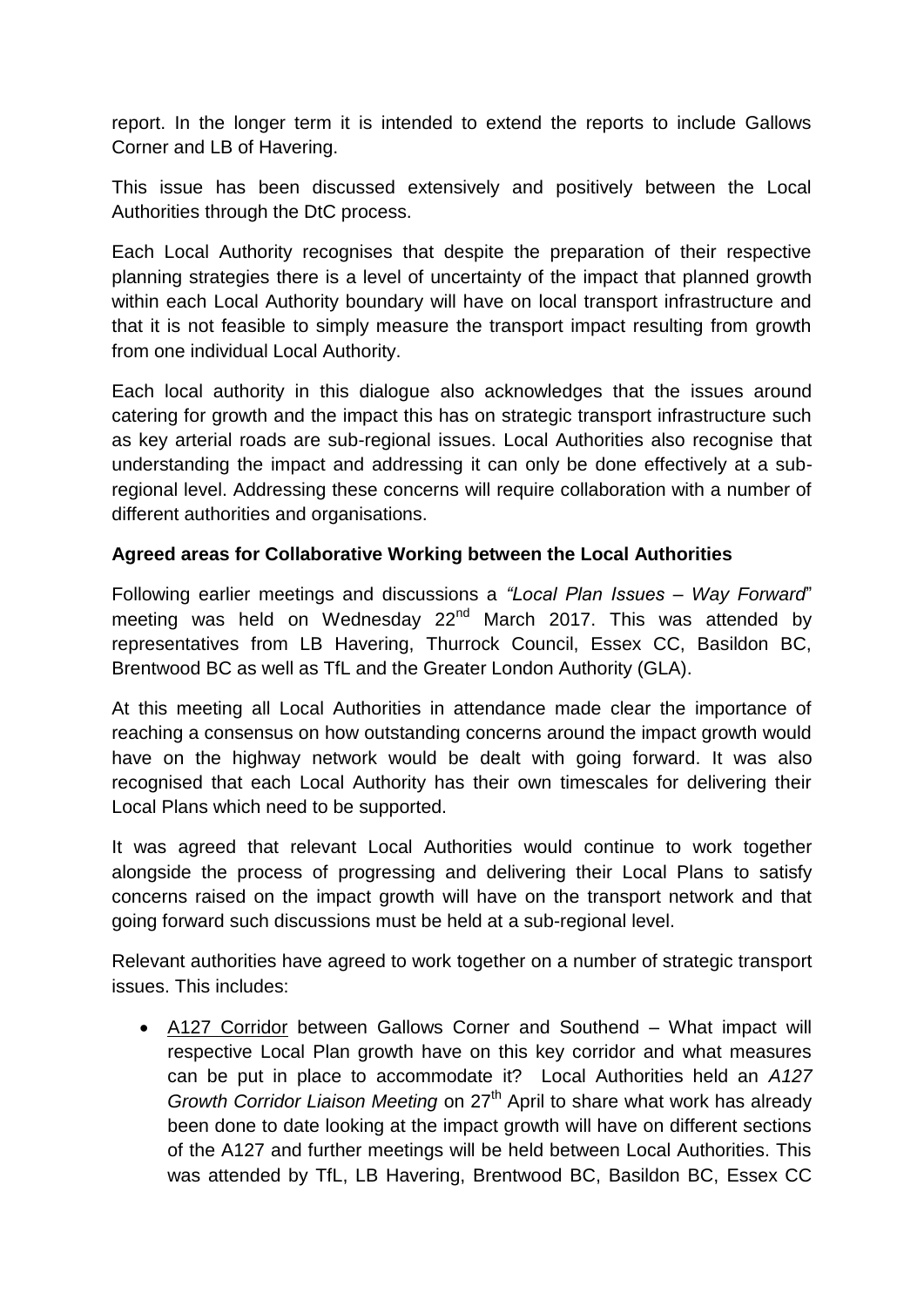report. In the longer term it is intended to extend the reports to include Gallows Corner and LB of Havering.

This issue has been discussed extensively and positively between the Local Authorities through the DtC process.

Each Local Authority recognises that despite the preparation of their respective planning strategies there is a level of uncertainty of the impact that planned growth within each Local Authority boundary will have on local transport infrastructure and that it is not feasible to simply measure the transport impact resulting from growth from one individual Local Authority.

Each local authority in this dialogue also acknowledges that the issues around catering for growth and the impact this has on strategic transport infrastructure such as key arterial roads are sub-regional issues. Local Authorities also recognise that understanding the impact and addressing it can only be done effectively at a sub-regional level. Addressing these concerns will require collaboration with a number of different authorities and organisations.

**Agreed areas for Collaborative Working between the Local Authorities**

Following earlier meetings and discussions a *"Local Plan Issues – Way Forward*" meeting was held on Wednesday 22nd March 2017. This was attended by representatives from LB Havering, Thurrock Council, Essex CC, Basildon BC, Brentwood BC as well as TfL and the Greater London Authority (GLA).

At this meeting all Local Authorities in attendance made clear the importance of reaching a consensus on how outstanding concerns around the impact growth would have on the highway network would be dealt with going forward. It was also recognised that each Local Authority has their own timescales for delivering their Local Plans which need to be supported.

It was agreed that relevant Local Authorities would continue to work together alongside the process of progressing and delivering their Local Plans to satisfy concerns raised on the impact growth will have on the transport network and that going forward such discussions must be held at a sub-regional level.

Relevant authorities have agreed to work together on a number of strategic transport issues. This includes:

- A127 Corridor between Gallows Corner and Southend – What impact will respective Local Plan growth have on this key corridor and what measures can be put in place to accommodate it? Local Authorities held an *A127 Growth Corridor Liaison Meeting* on 27th April to share what work has already been done to date looking at the impact growth will have on different sections of the A127 and further meetings will be held between Local Authorities. This was attended by TfL, LB Havering, Brentwood BC, Basildon BC, Essex CC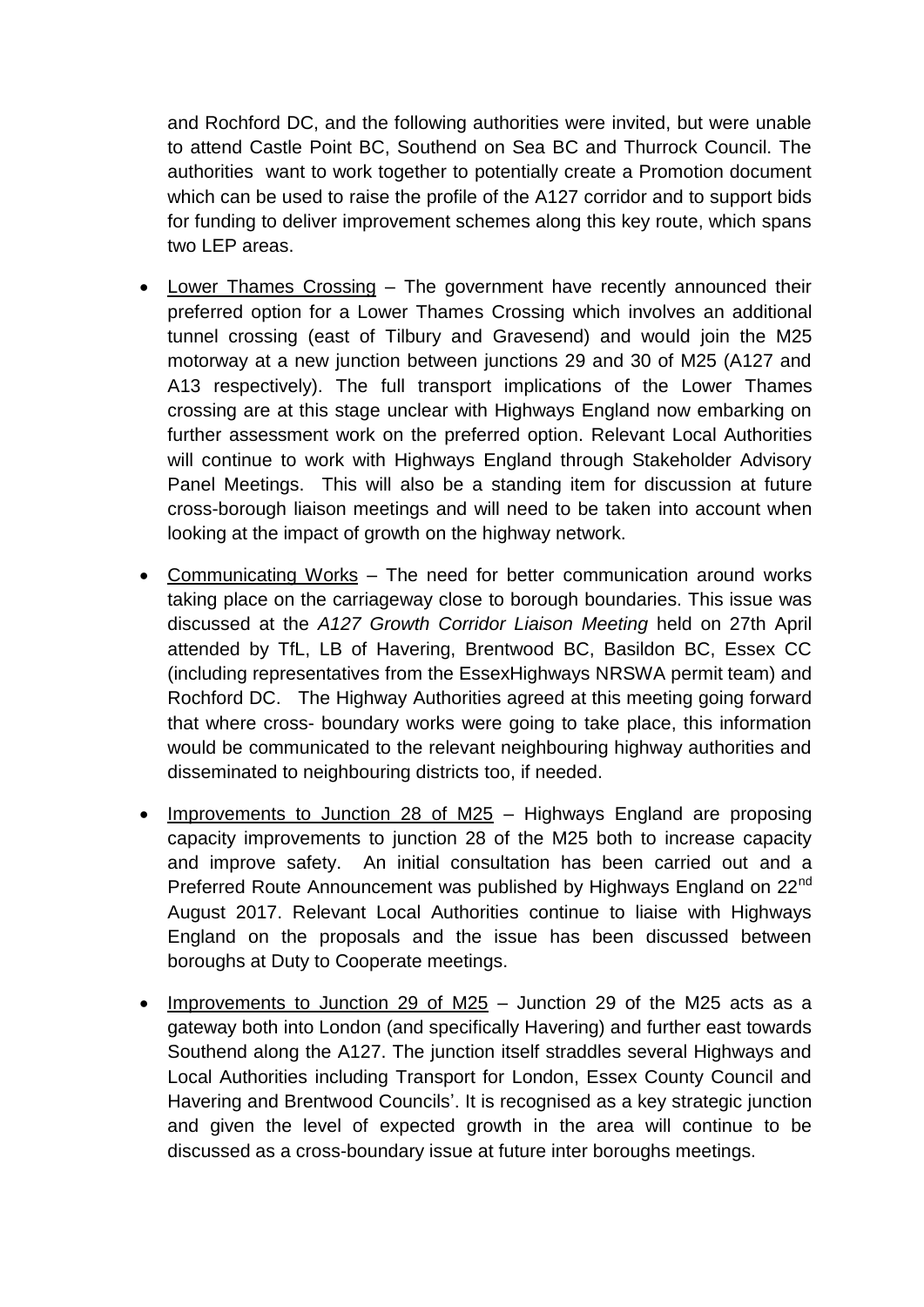and Rochford DC, and the following authorities were invited, but were unable to attend Castle Point BC, Southend on Sea BC and Thurrock Council. The authorities want to work together to potentially create a Promotion document which can be used to raise the profile of the A127 corridor and to support bids for funding to deliver improvement schemes along this key route, which spans two LEP areas.

- Lower Thames Crossing – The government have recently announced their preferred option for a Lower Thames Crossing which involves an additional tunnel crossing (east of Tilbury and Gravesend) and would join the M25 motorway at a new junction between junctions 29 and 30 of M25 (A127 and A13 respectively). The full transport implications of the Lower Thames crossing are at this stage unclear with Highways England now embarking on further assessment work on the preferred option. Relevant Local Authorities will continue to work with Highways England through Stakeholder Advisory Panel Meetings. This will also be a standing item for discussion at future cross-borough liaison meetings and will need to be taken into account when looking at the impact of growth on the highway network.

- Communicating Works – The need for better communication around works taking place on the carriageway close to borough boundaries. This issue was discussed at the *A127 Growth Corridor Liaison Meeting* held on 27th April attended by TfL, LB of Havering, Brentwood BC, Basildon BC, Essex CC (including representatives from the EssexHighways NRSWA permit team) and Rochford DC. The Highway Authorities agreed at this meeting going forward that where cross- boundary works were going to take place, this information would be communicated to the relevant neighbouring highway authorities and disseminated to neighbouring districts too, if needed.

- Improvements to Junction 28 of M25 – Highways England are proposing capacity improvements to junction 28 of the M25 both to increase capacity and improve safety. An initial consultation has been carried out and a Preferred Route Announcement was published by Highways England on 22nd August 2017. Relevant Local Authorities continue to liaise with Highways England on the proposals and the issue has been discussed between boroughs at Duty to Cooperate meetings.

- Improvements to Junction 29 of M25 – Junction 29 of the M25 acts as a gateway both into London (and specifically Havering) and further east towards Southend along the A127. The junction itself straddles several Highways and Local Authorities including Transport for London, Essex County Council and Havering and Brentwood Councils'. It is recognised as a key strategic junction and given the level of expected growth in the area will continue to be discussed as a cross-boundary issue at future inter boroughs meetings.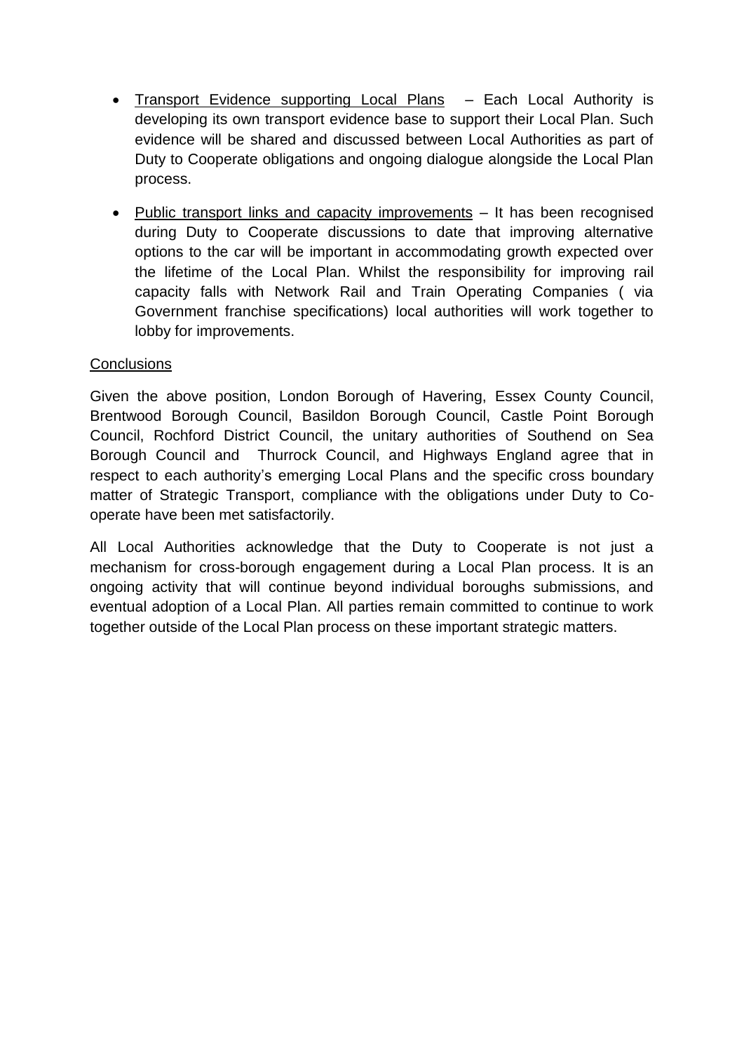- Transport Evidence supporting Local Plans – Each Local Authority is developing its own transport evidence base to support their Local Plan. Such evidence will be shared and discussed between Local Authorities as part of Duty to Cooperate obligations and ongoing dialogue alongside the Local Plan process.

- Public transport links and capacity improvements – It has been recognised during Duty to Cooperate discussions to date that improving alternative options to the car will be important in accommodating growth expected over the lifetime of the Local Plan. Whilst the responsibility for improving rail capacity falls with Network Rail and Train Operating Companies ( via Government franchise specifications) local authorities will work together to lobby for improvements.

## Conclusions

Given the above position, London Borough of Havering, Essex County Council, Brentwood Borough Council, Basildon Borough Council, Castle Point Borough Council, Rochford District Council, the unitary authorities of Southend on Sea Borough Council and Thurrock Council, and Highways England agree that in respect to each authority's emerging Local Plans and the specific cross boundary matter of Strategic Transport, compliance with the obligations under Duty to Co-operate have been met satisfactorily.

All Local Authorities acknowledge that the Duty to Cooperate is not just a mechanism for cross-borough engagement during a Local Plan process. It is an ongoing activity that will continue beyond individual boroughs submissions, and eventual adoption of a Local Plan. All parties remain committed to continue to work together outside of the Local Plan process on these important strategic matters.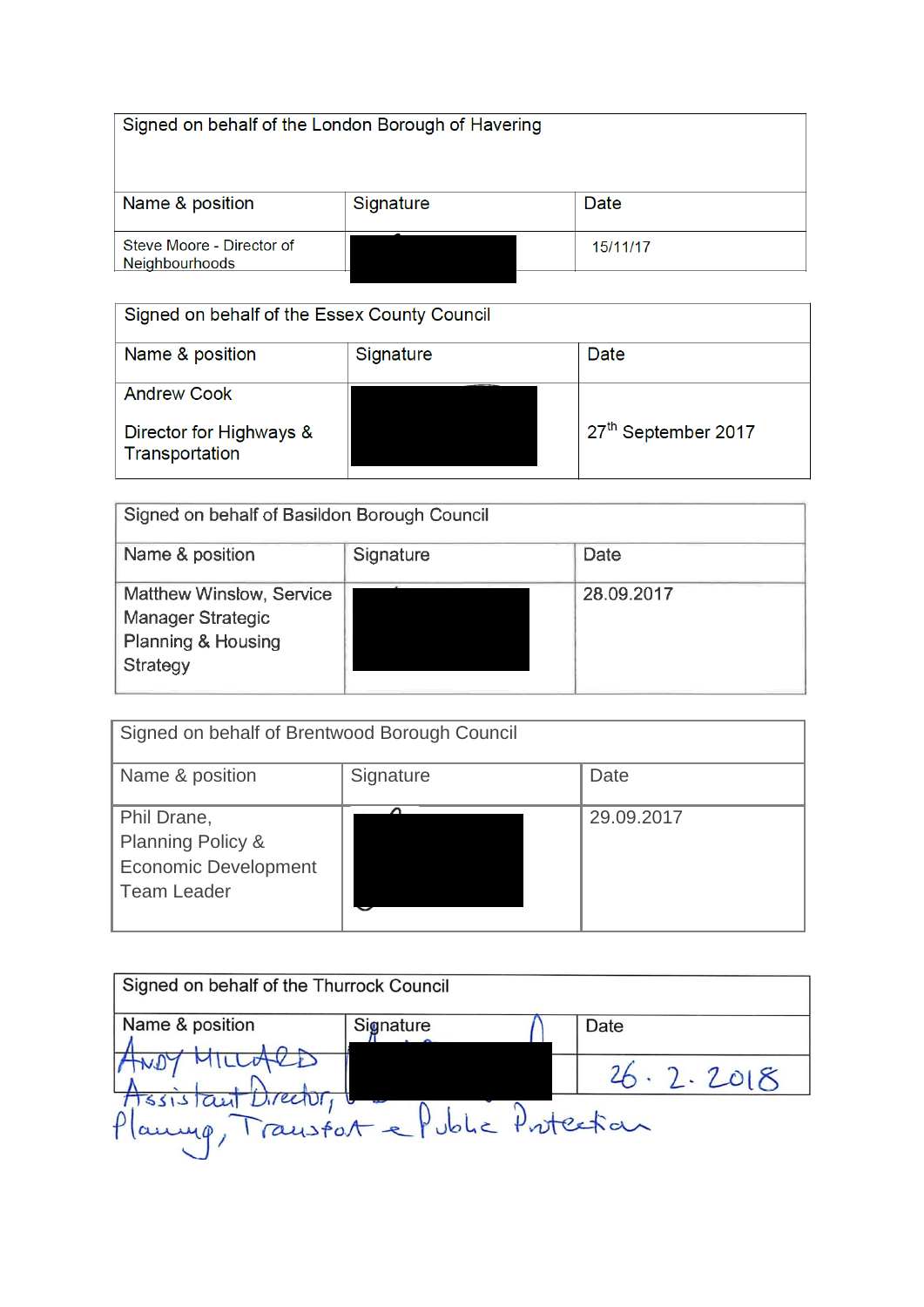| Signed on behalf of the London Borough of Havering | | |
|---|---|---|
| Name & position | Signature | Date |
| Steve Moore - Director of Neighbourhoods | | 15/11/17 |

| Signed on behalf of the Essex County Council | | |
|---|---|---|
| Name & position | Signature | Date |
| Andrew Cook<br><br>Director for Highways & Transportation | | 27th September 2017 |

| Signed on behalf of Basildon Borough Council | | |
|---|---|---|
| Name & position | Signature | Date |
| Matthew Winslow, Service Manager Strategic Planning & Housing Strategy | | 28.09.2017 |

| Signed on behalf of Brentwood Borough Council | | |
|---|---|---|
| Name & position | Signature | Date |
| Phil Drane,<br>Planning Policy & Economic Development Team Leader | | 29.09.2017 |

| Signed on behalf of the Thurrock Council | | |
|---|---|---|
| Name & position | Signature | Date |
| ANDY MILLARD<br>Assistant Director, Planning, Transport & Public Protection | | 26. 2. 2018 |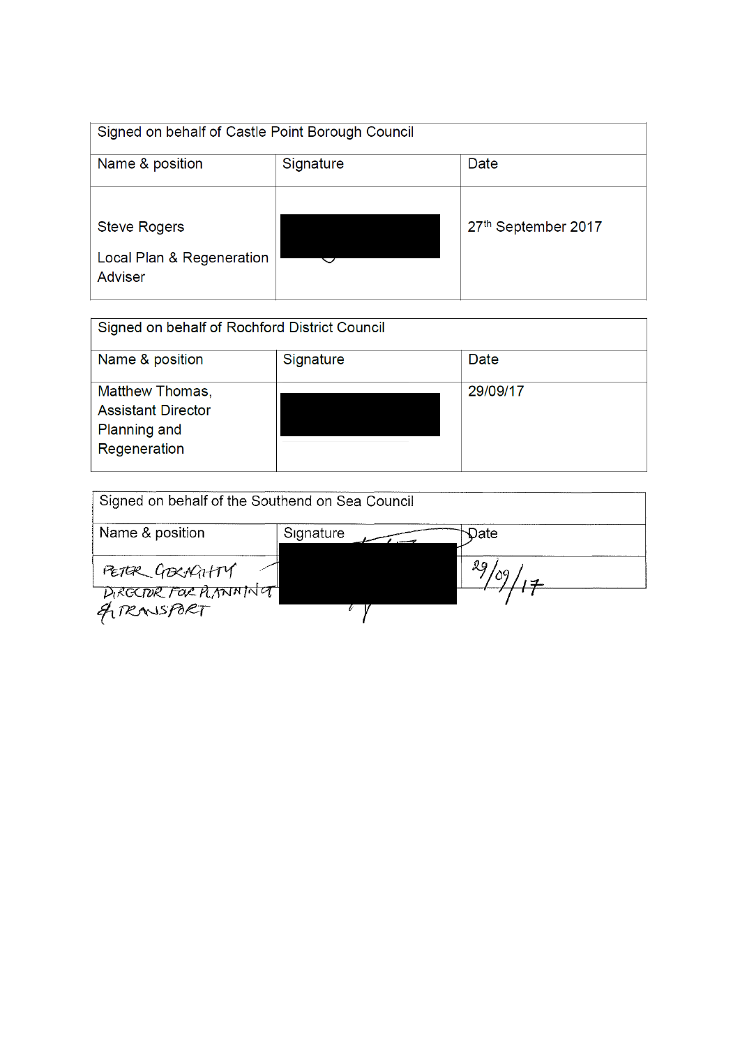| Signed on behalf of Castle Point Borough Council | | |
|---|---|---|
| Name & position | Signature | Date |
| Steve Rogers<br><br>Local Plan & Regeneration Adviser | | 27th September 2017 |

| Signed on behalf of Rochford District Council | | |
|---|---|---|
| Name & position | Signature | Date |
| Matthew Thomas, Assistant Director Planning and Regeneration | | 29/09/17 |

| Signed on behalf of the Southend on Sea Council | | |
|---|---|---|
| Name & position | Signature | Date |
| PETER GERAGHTY<br>DIRECTOR FOR PLANNING & TRANSPORT | | 29/09/17 |